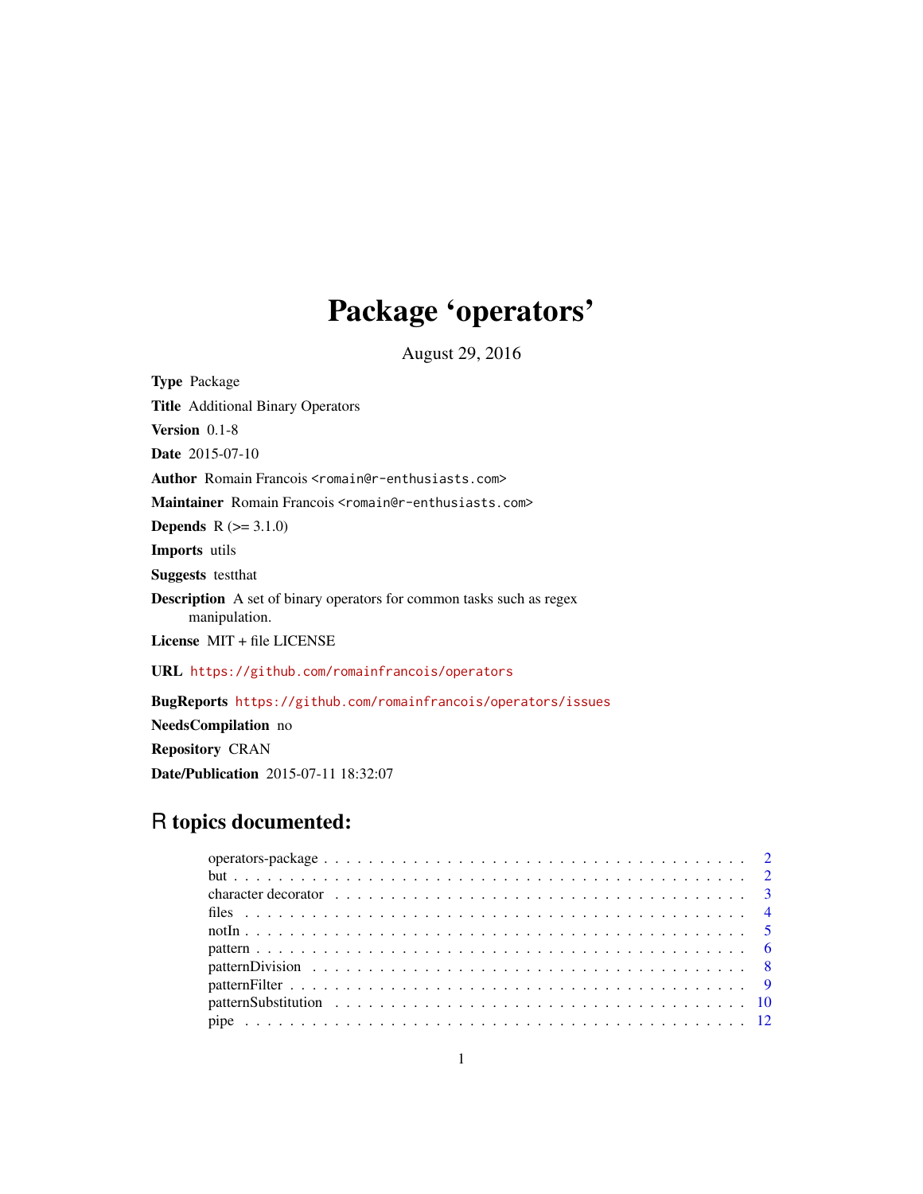# Package 'operators'

August 29, 2016

**Type** Package

**Title** Additional Binary Operators

**Version** 0.1-8

**Date** 2015-07-10

**Author** Romain Francois <romain@r-enthusiasts.com>

**Maintainer** Romain Francois <romain@r-enthusiasts.com>

**Depends** R (>= 3.1.0)

**Imports** utils

**Suggests** testthat

**Description** A set of binary operators for common tasks such as regex manipulation.

**License** MIT + file LICENSE

**URL** https://github.com/romainfrancois/operators

**BugReports** https://github.com/romainfrancois/operators/issues

**NeedsCompilation** no

**Repository** CRAN

**Date/Publication** 2015-07-11 18:32:07

## R topics documented:

- operators-package . . . . . . . . . . 2
- but . . . . . . . . . . 2
- character decorator . . . . . . . . . . 3
- files . . . . . . . . . . 4
- notIn . . . . . . . . . . 5
- pattern . . . . . . . . . . 6
- patternDivision . . . . . . . . . . 8
- patternFilter . . . . . . . . . . 9
- patternSubstitution . . . . . . . . . . 10
- pipe . . . . . . . . . . 12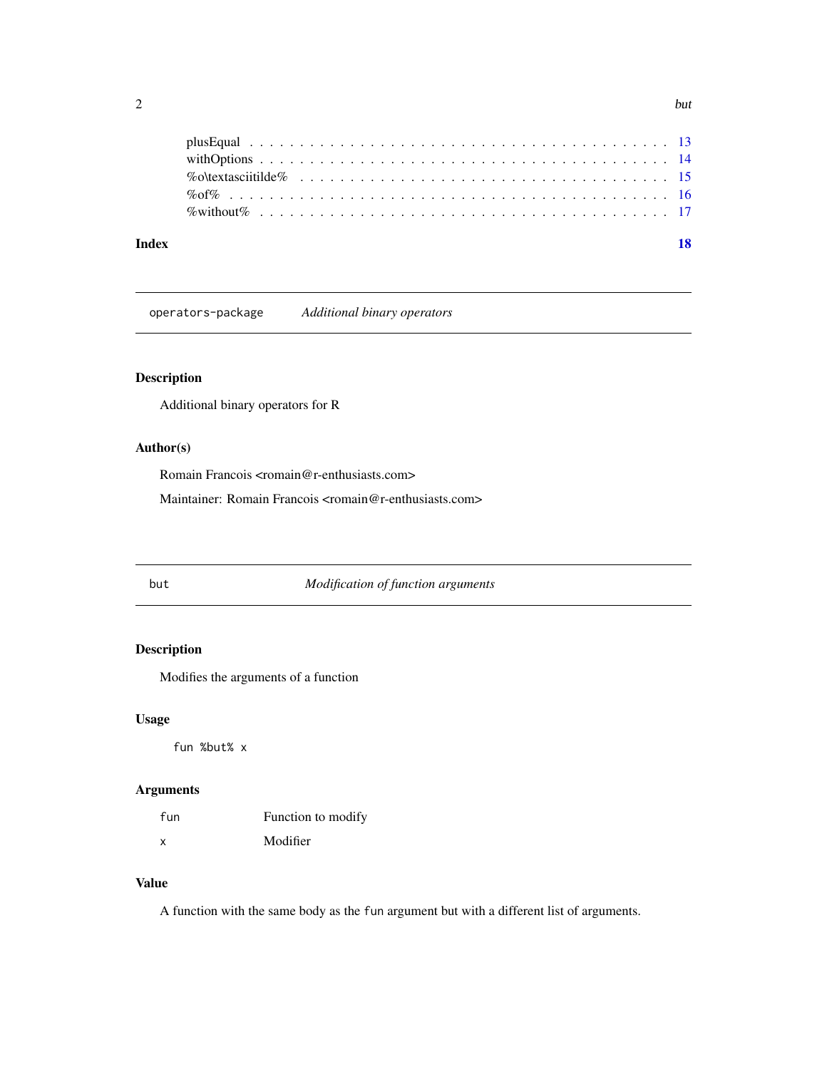plusEqual . . . . . . . . . . . . . . . . . . . . . . . . . . . . . . . . . . . . . . . . 13
withOptions . . . . . . . . . . . . . . . . . . . . . . . . . . . . . . . . . . . . . . . 14
%o\textasciitilde% . . . . . . . . . . . . . . . . . . . . . . . . . . . . . . . . . . . 15
%of% . . . . . . . . . . . . . . . . . . . . . . . . . . . . . . . . . . . . . . . . . . 16
%without% . . . . . . . . . . . . . . . . . . . . . . . . . . . . . . . . . . . . . . . 17

**Index** **18**

---

`operators-package` *Additional binary operators*

---

## Description

Additional binary operators for R

## Author(s)

Romain Francois <romain@r-enthusiasts.com>

Maintainer: Romain Francois <romain@r-enthusiasts.com>

---

`but` *Modification of function arguments*

---

## Description

Modifies the arguments of a function

## Usage

```
fun %but% x
```

## Arguments

| | |
|---|---|
| `fun` | Function to modify |
| `x` | Modifier |

## Value

A function with the same body as the `fun` argument but with a different list of arguments.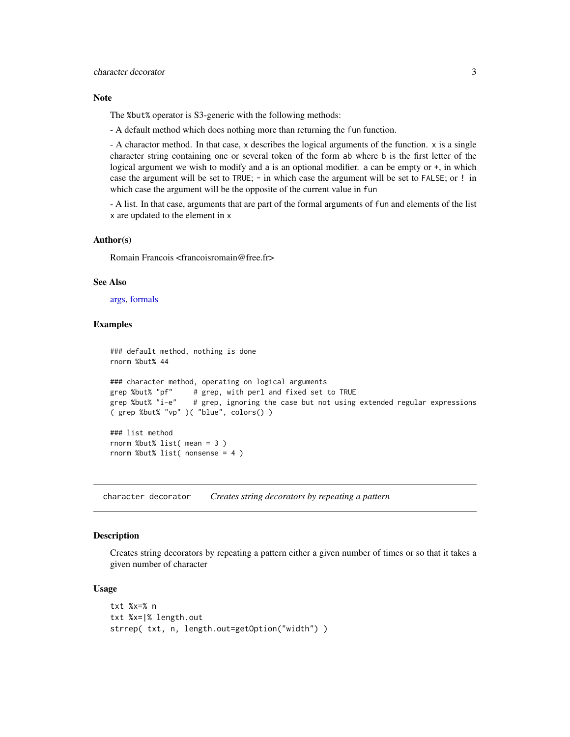## Note

The `%but%` operator is S3-generic with the following methods:

- A default method which does nothing more than returning the `fun` function.

- A charactor method. In that case, `x` describes the logical arguments of the function. `x` is a single character string containing one or several token of the form `ab` where `b` is the first letter of the logical argument we wish to modify and `a` is an optional modifier. `a` can be empty or `+`, in which case the argument will be set to `TRUE`; `-` in which case the argument will be set to `FALSE`; or `!` in which case the argument will be the opposite of the current value in `fun`

- A list. In that case, arguments that are part of the formal arguments of `fun` and elements of the list `x` are updated to the element in `x`

## Author(s)

Romain Francois <francoisromain@free.fr>

## See Also

args, formals

## Examples

```
### default method, nothing is done
rnorm %but% 44

### character method, operating on logical arguments
grep %but% "pf"     # grep, with perl and fixed set to TRUE
grep %but% "i-e"    # grep, ignoring the case but not using extended regular expressions
( grep %but% "vp" )( "blue", colors() )

### list method
rnorm %but% list( mean = 3 )
rnorm %but% list( nonsense = 4 )
```

---

# `character decorator` *Creates string decorators by repeating a pattern*

---

## Description

Creates string decorators by repeating a pattern either a given number of times or so that it takes a given number of character

## Usage

```
txt %x=% n
txt %x=|% length.out
strrep( txt, n, length.out=getOption("width") )
```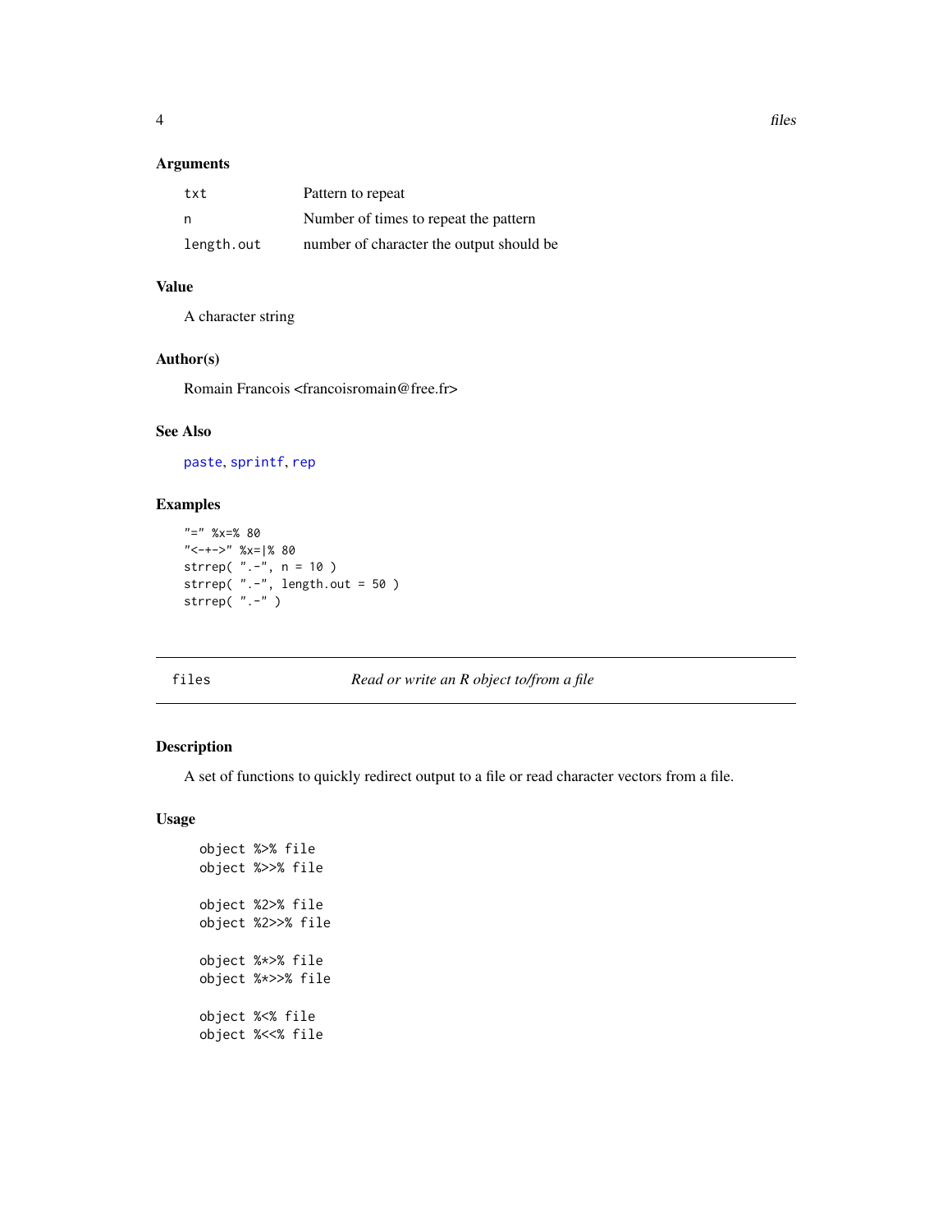### Arguments

| | |
|---|---|
| `txt` | Pattern to repeat |
| `n` | Number of times to repeat the pattern |
| `length.out` | number of character the output should be |

### Value

A character string

### Author(s)

Romain Francois <francoisromain@free.fr>

### See Also

`paste`, `sprintf`, `rep`

### Examples

```
"=" %x=% 80
"<-+->" %x=|% 80
strrep( ".-", n = 10 )
strrep( ".-", length.out = 50 )
strrep( ".-" )
```

---

## files — *Read or write an R object to/from a file*

---

### Description

A set of functions to quickly redirect output to a file or read character vectors from a file.

### Usage

```
object %>% file
object %>>% file

object %2>% file
object %2>>% file

object %*>% file
object %*>>% file

object %<% file
object %<<% file
```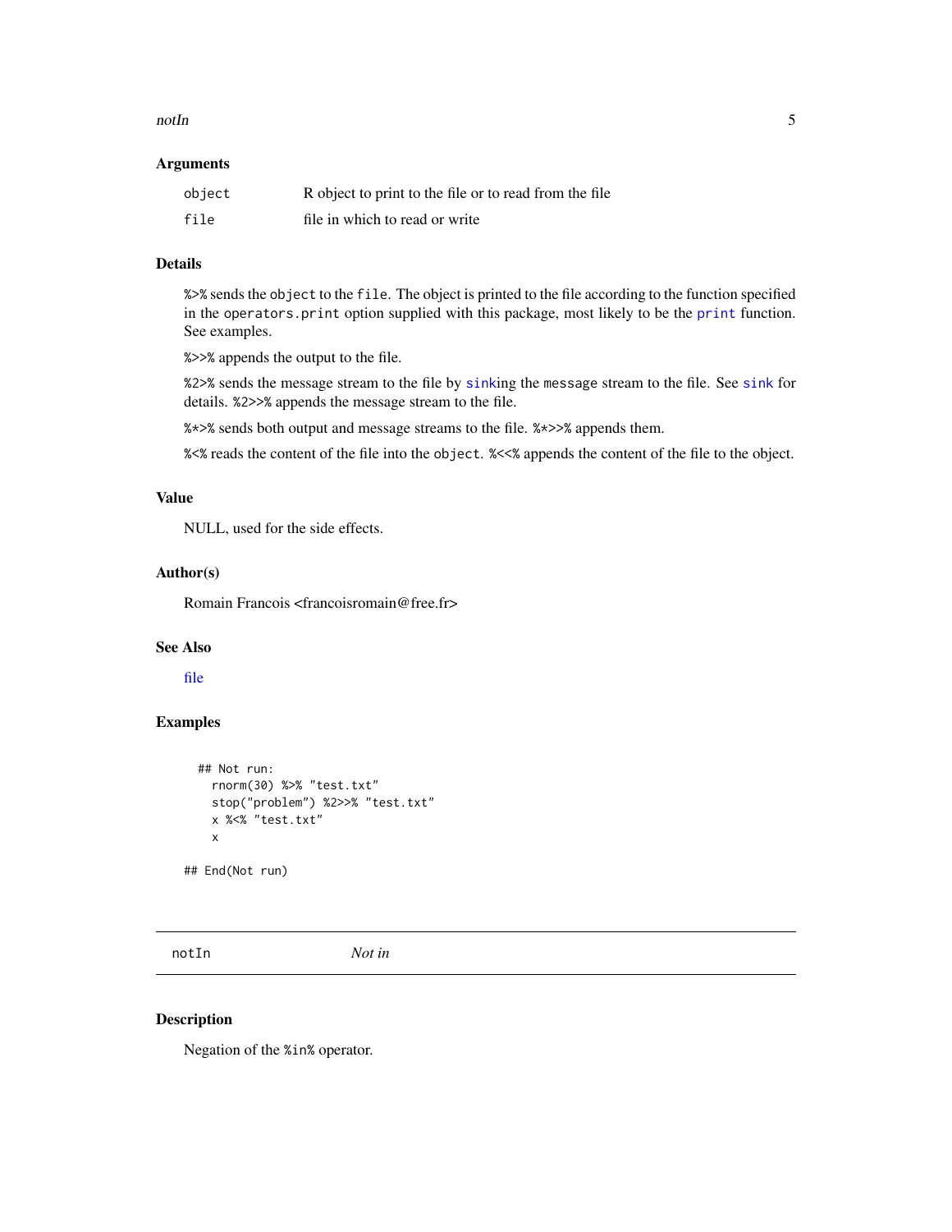### Arguments

| | |
|---|---|
| `object` | R object to print to the file or to read from the file |
| `file` | file in which to read or write |

### Details

`%>%` sends the `object` to the `file`. The object is printed to the file according to the function specified in the `operators.print` option supplied with this package, most likely to be the `print` function. See examples.

`%>>%` appends the output to the file.

`%2>%` sends the message stream to the file by `sink`ing the `message` stream to the file. See `sink` for details. `%2>>%` appends the message stream to the file.

`%*>%` sends both output and message streams to the file. `%*>>%` appends them.

`%<%` reads the content of the file into the `object`. `%<<%` appends the content of the file to the object.

### Value

NULL, used for the side effects.

### Author(s)

Romain Francois <francoisromain@free.fr>

### See Also

file

### Examples

```
  ## Not run:
    rnorm(30) %>% "test.txt"
    stop("problem") %2>>% "test.txt"
    x %<% "test.txt"
    x

## End(Not run)
```

---

## notIn — *Not in*

---

### Description

Negation of the `%in%` operator.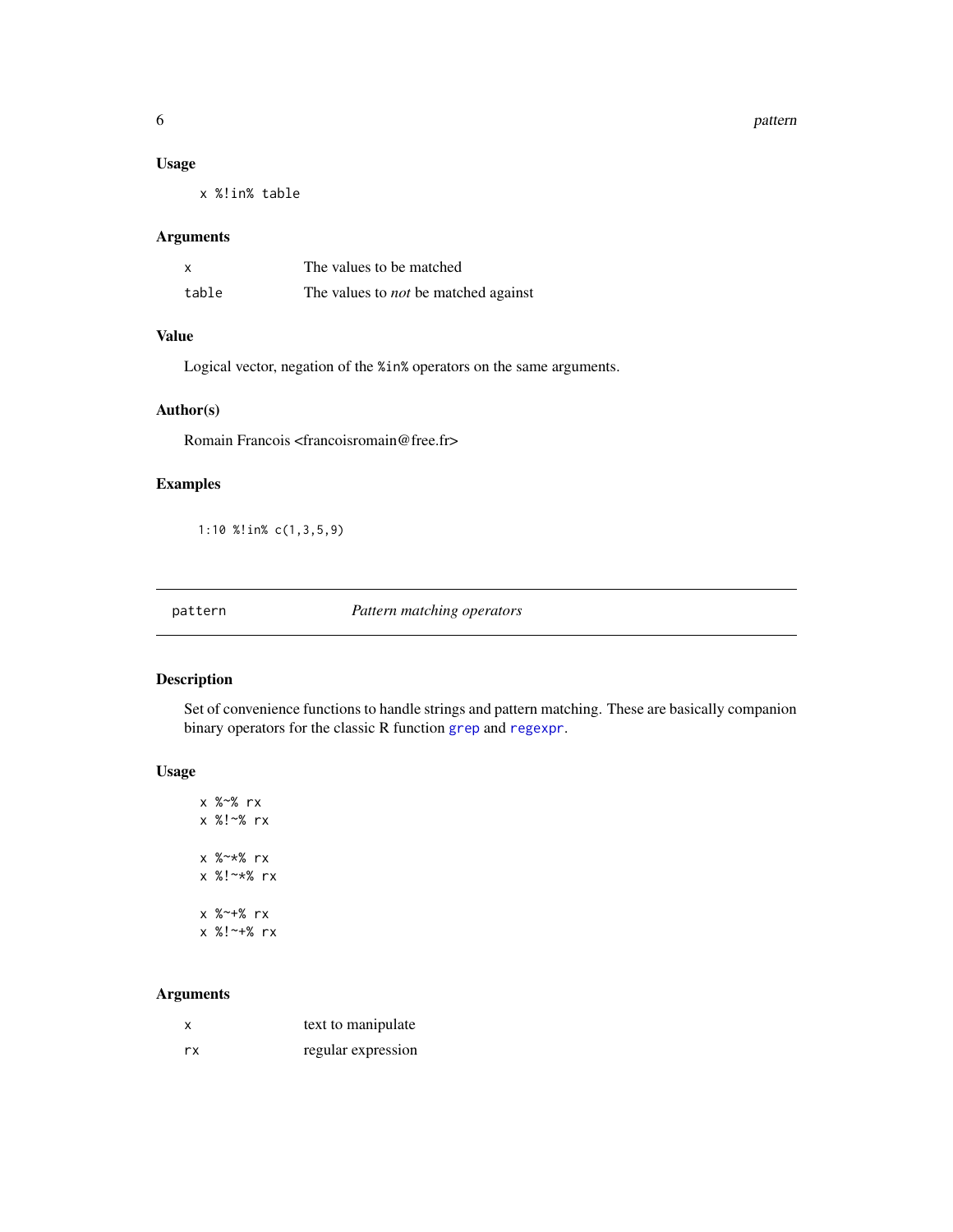### Usage

```
x %!in% table
```

### Arguments

| | |
|---|---|
| x | The values to be matched |
| table | The values to *not* be matched against |

### Value

Logical vector, negation of the `%in%` operators on the same arguments.

### Author(s)

Romain Francois <francoisromain@free.fr>

### Examples

```
1:10 %!in% c(1,3,5,9)
```

---

## pattern *Pattern matching operators*

---

### Description

Set of convenience functions to handle strings and pattern matching. These are basically companion binary operators for the classic R function `grep` and `regexpr`.

### Usage

```
x %~% rx
x %!~% rx

x %~*% rx
x %!~*% rx

x %~+% rx
x %!~+% rx
```

### Arguments

| | |
|---|---|
| x | text to manipulate |
| rx | regular expression |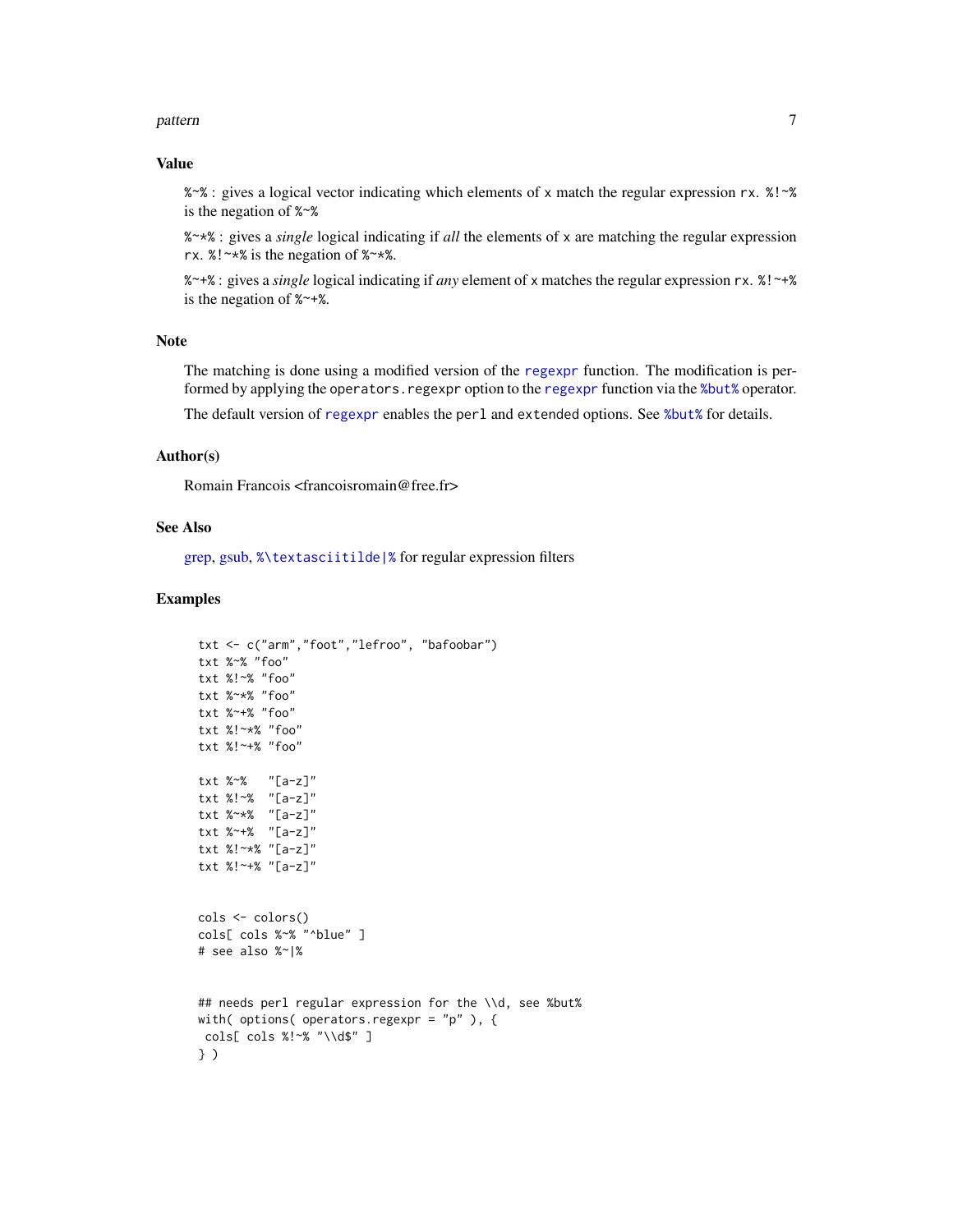## Value

`%~%` : gives a logical vector indicating which elements of `x` match the regular expression `rx`. `%!~%` is the negation of `%~%`

`%~*%` : gives a *single* logical indicating if *all* the elements of `x` are matching the regular expression `rx`. `%!~*%` is the negation of `%~*%`.

`%~+%` : gives a *single* logical indicating if *any* element of `x` matches the regular expression `rx`. `%!~+%` is the negation of `%~+%`.

## Note

The matching is done using a modified version of the `regexpr` function. The modification is performed by applying the `operators.regexpr` option to the `regexpr` function via the `%but%` operator.

The default version of `regexpr` enables the `perl` and `extended` options. See `%but%` for details.

## Author(s)

Romain Francois <francoisromain@free.fr>

## See Also

grep, gsub, `%\textasciitilde|%` for regular expression filters

## Examples

```
txt <- c("arm","foot","lefroo", "bafoobar")
txt %~% "foo"
txt %!~% "foo"
txt %~*% "foo"
txt %~+% "foo"
txt %!~*% "foo"
txt %!~+% "foo"

txt %~%   "[a-z]"
txt %!~%  "[a-z]"
txt %~*%  "[a-z]"
txt %~+%  "[a-z]"
txt %!~*% "[a-z]"
txt %!~+% "[a-z]"


cols <- colors()
cols[ cols %~% "^blue" ]
# see also %~|%


## needs perl regular expression for the \\d, see %but%
with( options( operators.regexpr = "p" ), {
 cols[ cols %!~% "\\d$" ]
} )
```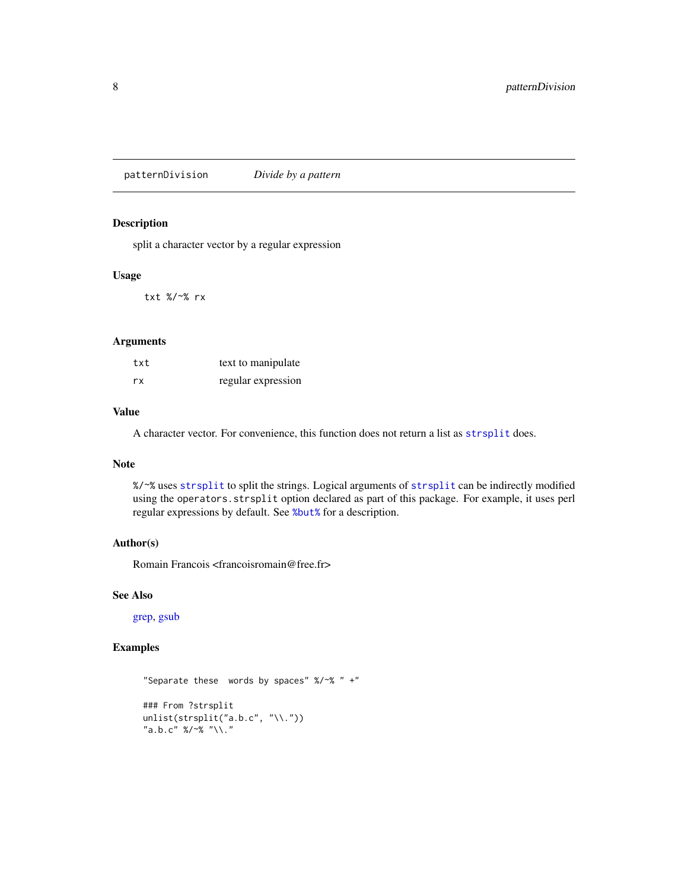## patternDivision — *Divide by a pattern*

### Description

split a character vector by a regular expression

### Usage

```
txt %/~% rx
```

### Arguments

| | |
|---|---|
| `txt` | text to manipulate |
| `rx` | regular expression |

### Value

A character vector. For convenience, this function does not return a list as `strsplit` does.

### Note

`%/~%` uses `strsplit` to split the strings. Logical arguments of `strsplit` can be indirectly modified using the `operators.strsplit` option declared as part of this package. For example, it uses perl regular expressions by default. See `%but%` for a description.

### Author(s)

Romain Francois <francoisromain@free.fr>

### See Also

grep, gsub

### Examples

```
"Separate these  words by spaces" %/~% " +"

### From ?strsplit
unlist(strsplit("a.b.c", "\\."))
"a.b.c" %/~% "\\."
```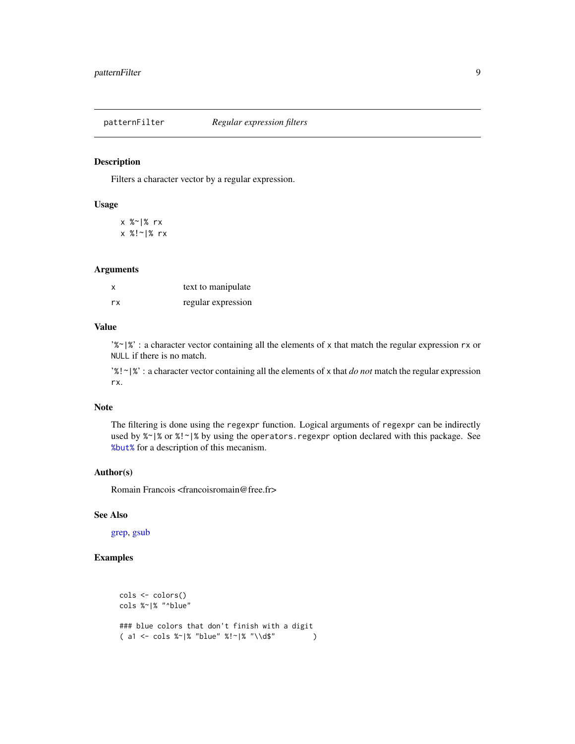patternFilter *Regular expression filters*

## Description

Filters a character vector by a regular expression.

## Usage

```
x %~|% rx
x %!~|% rx
```

## Arguments

| | |
|---|---|
| x | text to manipulate |
| rx | regular expression |

## Value

'%~|%' : a character vector containing all the elements of `x` that match the regular expression `rx` or `NULL` if there is no match.

'%!~|%' : a character vector containing all the elements of `x` that *do not* match the regular expression `rx`.

## Note

The filtering is done using the `regexpr` function. Logical arguments of `regexpr` can be indirectly used by `%~|%` or `%!~|%` by using the `operators.regexpr` option declared with this package. See `%but%` for a description of this mecanism.

## Author(s)

Romain Francois <francoisromain@free.fr>

## See Also

grep, gsub

## Examples

```
cols <- colors()
cols %~|% "^blue"

### blue colors that don't finish with a digit
( a1 <- cols %~|% "blue" %!~|% "\\d$"        )
```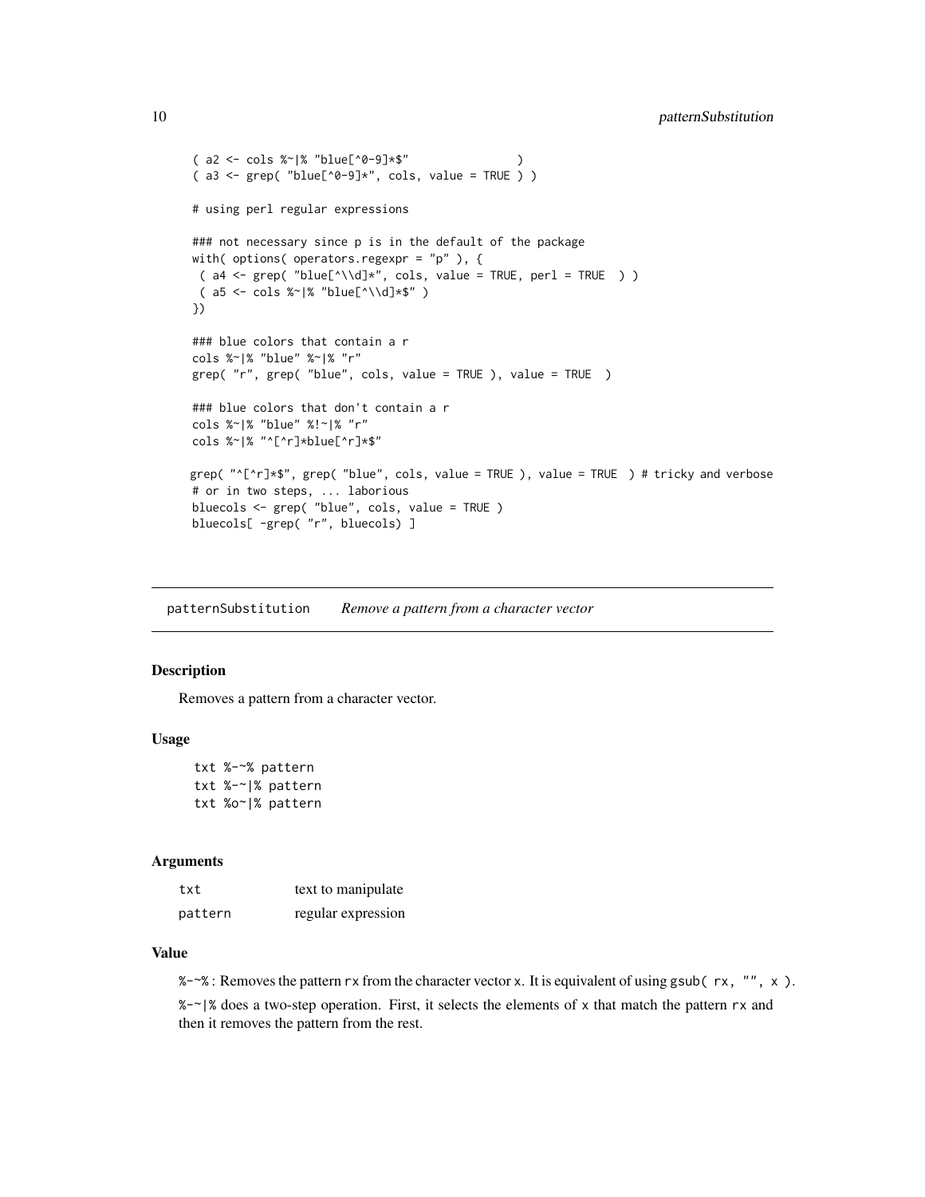```
( a2 <- cols %~|% "blue[^0-9]*$"              )
( a3 <- grep( "blue[^0-9]*", cols, value = TRUE ) )

# using perl regular expressions

### not necessary since p is in the default of the package
with( options( operators.regexpr = "p" ), {
 ( a4 <- grep( "blue[^\\d]*", cols, value = TRUE, perl = TRUE  ) )
 ( a5 <- cols %~|% "blue[^\\d]*$" )
})

### blue colors that contain a r
cols %~|% "blue" %~|% "r"
grep( "r", grep( "blue", cols, value = TRUE ), value = TRUE  )

### blue colors that don't contain a r
cols %~|% "blue" %!~|% "r"
cols %~|% "^[^r]*blue[^r]*$"

grep( "^[^r]*$", grep( "blue", cols, value = TRUE ), value = TRUE  ) # tricky and verbose
# or in two steps, ... laborious
bluecols <- grep( "blue", cols, value = TRUE )
bluecols[ -grep( "r", bluecols) ]
```

## patternSubstitution *Remove a pattern from a character vector*

### Description

Removes a pattern from a character vector.

### Usage

```
txt %-~% pattern
txt %-~|% pattern
txt %o~|% pattern
```

### Arguments

| | |
|---|---|
| txt | text to manipulate |
| pattern | regular expression |

### Value

%-~% : Removes the pattern rx from the character vector x. It is equivalent of using gsub( rx, "", x ).

%-~|% does a two-step operation. First, it selects the elements of x that match the pattern rx and then it removes the pattern from the rest.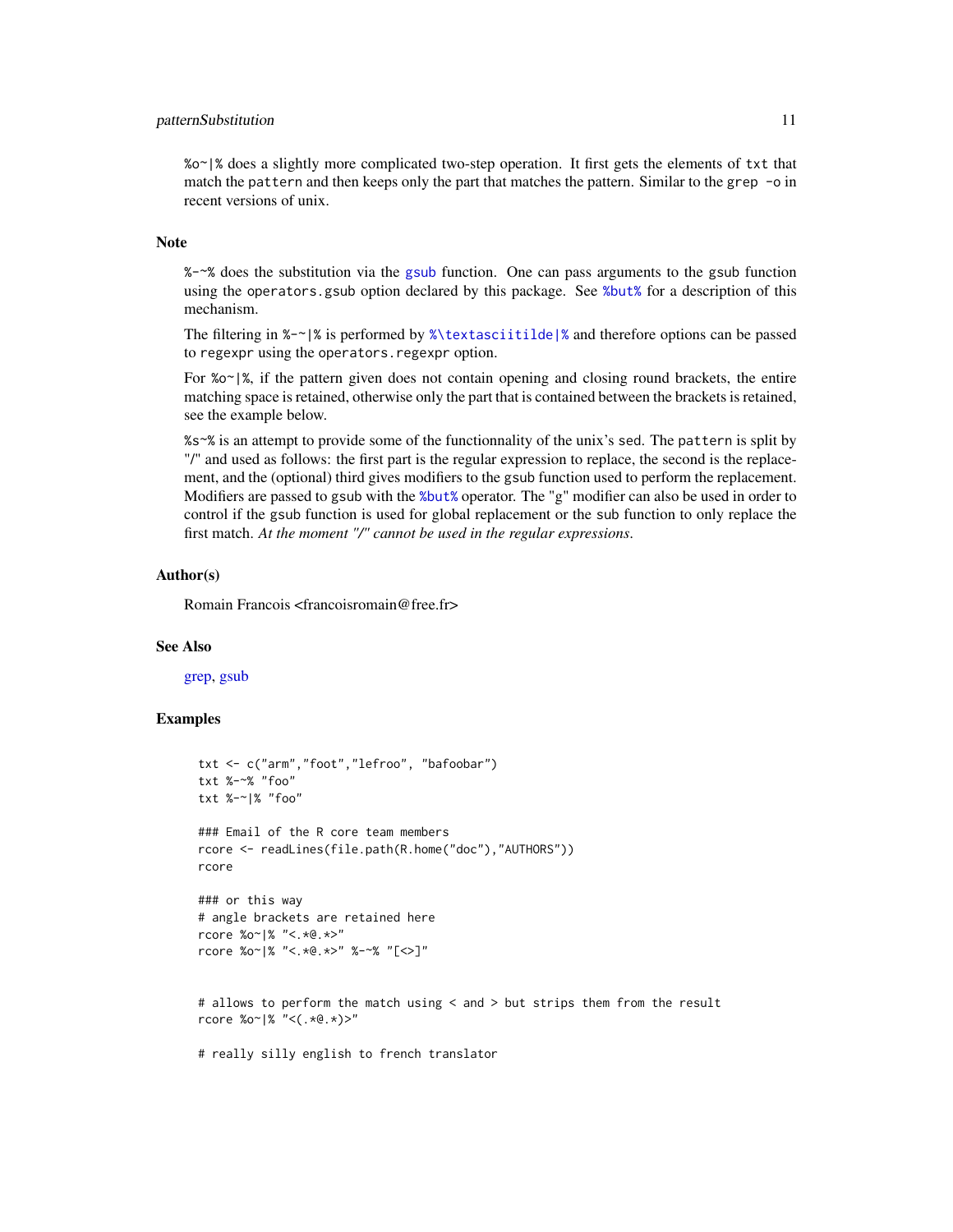`%o~|%` does a slightly more complicated two-step operation. It first gets the elements of `txt` that match the `pattern` and then keeps only the part that matches the pattern. Similar to the `grep -o` in recent versions of unix.

## Note

`%-~%` does the substitution via the `gsub` function. One can pass arguments to the `gsub` function using the `operators.gsub` option declared by this package. See `%but%` for a description of this mechanism.

The filtering in `%-~|%` is performed by `%\textasciitilde|%` and therefore options can be passed to `regexpr` using the `operators.regexpr` option.

For `%o~|%`, if the pattern given does not contain opening and closing round brackets, the entire matching space is retained, otherwise only the part that is contained between the brackets is retained, see the example below.

`%s~%` is an attempt to provide some of the functionnality of the unix's `sed`. The `pattern` is split by "/" and used as follows: the first part is the regular expression to replace, the second is the replacement, and the (optional) third gives modifiers to the `gsub` function used to perform the replacement. Modifiers are passed to `gsub` with the `%but%` operator. The "g" modifier can also be used in order to control if the `gsub` function is used for global replacement or the `sub` function to only replace the first match. *At the moment "/" cannot be used in the regular expressions.*

## Author(s)

Romain Francois <francoisromain@free.fr>

## See Also

grep, gsub

## Examples

```
txt <- c("arm","foot","lefroo", "bafoobar")
txt %-~% "foo"
txt %-~|% "foo"

### Email of the R core team members
rcore <- readLines(file.path(R.home("doc"),"AUTHORS"))
rcore

### or this way
# angle brackets are retained here
rcore %o~|% "<.*@.*>"
rcore %o~|% "<.*@.*>" %-~% "[<>]"


# allows to perform the match using < and > but strips them from the result
rcore %o~|% "<(.*@.*)>"

# really silly english to french translator
```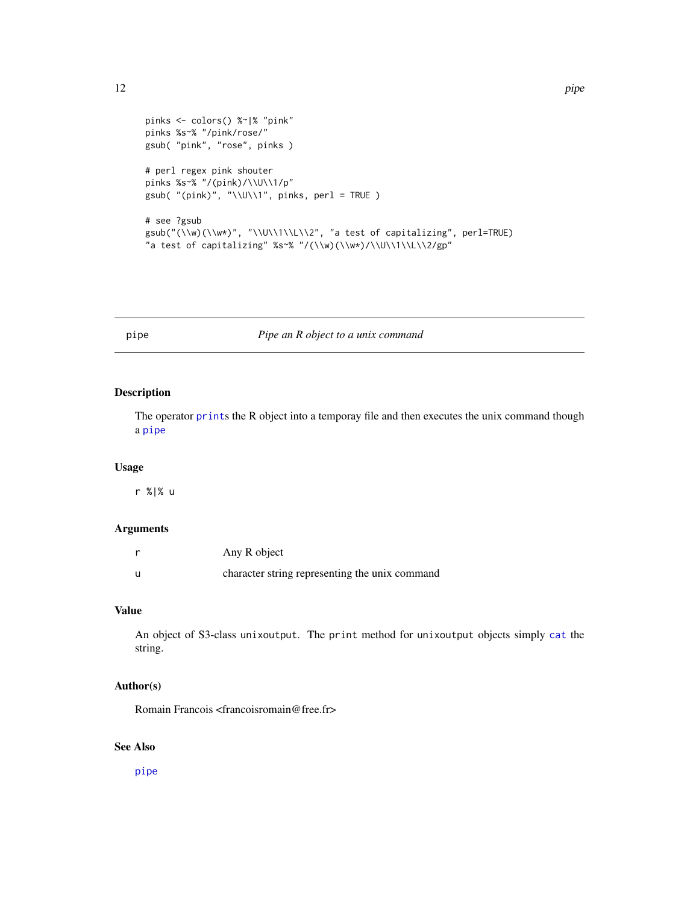```
pinks <- colors() %~|% "pink"
pinks %s~% "/pink/rose/"
gsub( "pink", "rose", pinks )

# perl regex pink shouter
pinks %s~% "/(pink)/\\U\\1/p"
gsub( "(pink)", "\\U\\1", pinks, perl = TRUE )

# see ?gsub
gsub("(\\w)(\\w*)", "\\U\\1\\L\\2", "a test of capitalizing", perl=TRUE)
"a test of capitalizing" %s~% "/(\\w)(\\w*)/\\U\\1\\L\\2/gp"
```

---

## pipe — *Pipe an R object to a unix command*

### Description

The operator `print`s the R object into a temporay file and then executes the unix command though a `pipe`

### Usage

```
r %|% u
```

### Arguments

| | |
|---|---|
| `r` | Any R object |
| `u` | character string representing the unix command |

### Value

An object of S3-class `unixoutput`. The `print` method for `unixoutput` objects simply `cat` the string.

### Author(s)

Romain Francois <francoisromain@free.fr>

### See Also

`pipe`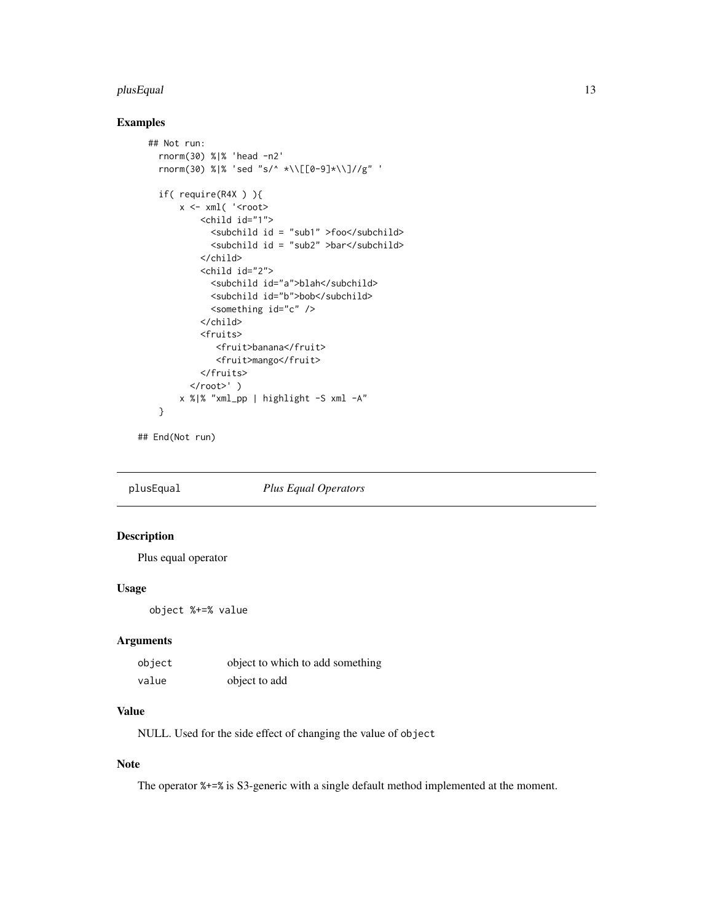## Examples

```
## Not run:
  rnorm(30) %|% 'head -n2'
  rnorm(30) %|% 'sed "s/^ *\\[[0-9]*\\]//g" '

  if( require(R4X ) ){
      x <- xml( '<root>
          <child id="1">
            <subchild id = "sub1" >foo</subchild>
            <subchild id = "sub2" >bar</subchild>
          </child>
          <child id="2">
            <subchild id="a">blah</subchild>
            <subchild id="b">bob</subchild>
            <something id="c" />
          </child>
          <fruits>
             <fruit>banana</fruit>
             <fruit>mango</fruit>
          </fruits>
        </root>' )
      x %|% "xml_pp | highlight -S xml -A"
  }

## End(Not run)
```

---

# plusEqual — *Plus Equal Operators*

## Description

Plus equal operator

## Usage

```
object %+=% value
```

## Arguments

| | |
|---|---|
| `object` | object to which to add something |
| `value` | object to add |

## Value

NULL. Used for the side effect of changing the value of `object`

## Note

The operator `%+=%` is S3-generic with a single default method implemented at the moment.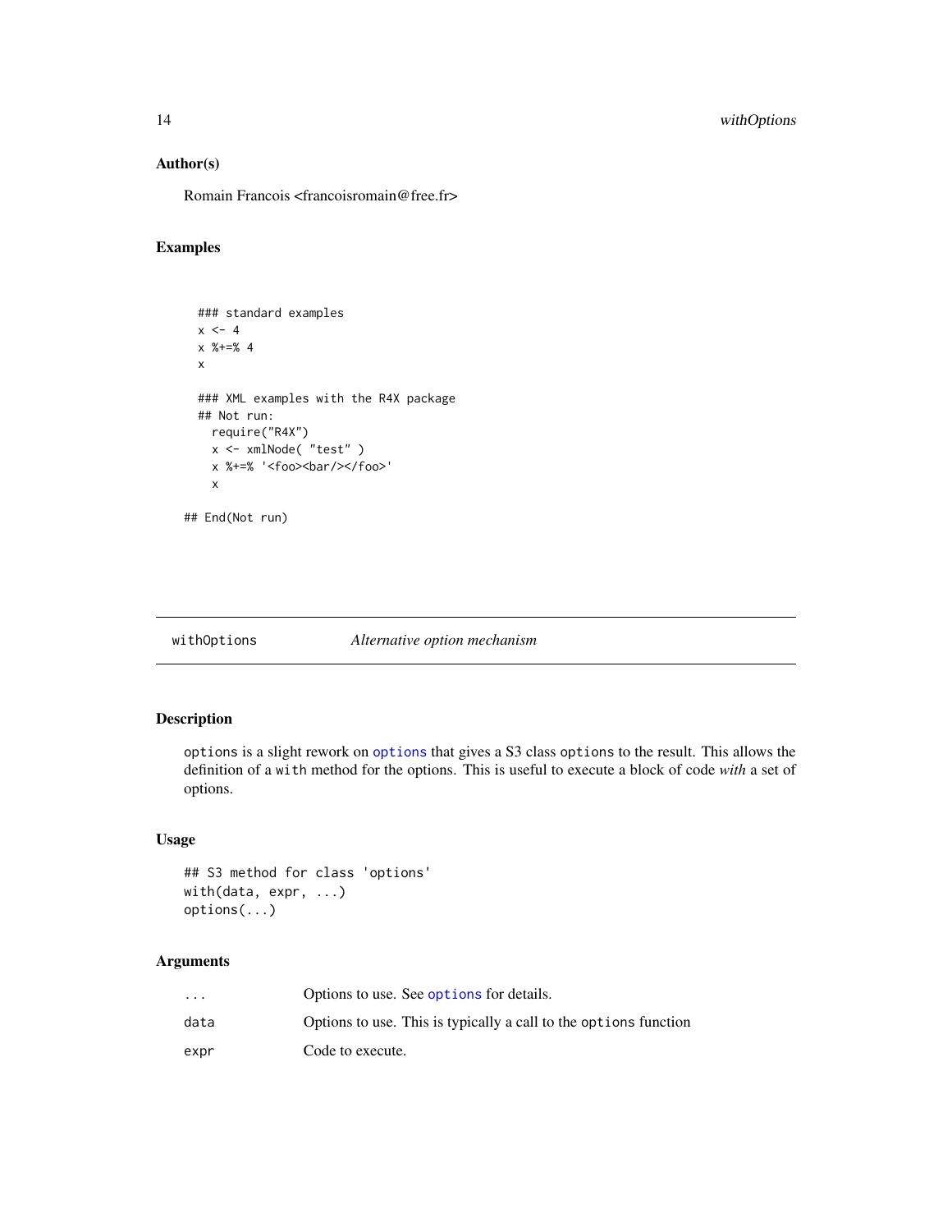### Author(s)

Romain Francois <francoisromain@free.fr>

### Examples

```
  ### standard examples
  x <- 4
  x %+=% 4
  x

  ### XML examples with the R4X package
  ## Not run:
    require("R4X")
    x <- xmlNode( "test" )
    x %+=% '<foo><bar/></foo>'
    x

## End(Not run)
```

---

## withOptions — *Alternative option mechanism*

---

### Description

`options` is a slight rework on `options` that gives a S3 class `options` to the result. This allows the definition of a `with` method for the options. This is useful to execute a block of code *with* a set of options.

### Usage

```
## S3 method for class 'options'
with(data, expr, ...)
options(...)
```

### Arguments

| | |
|---|---|
| `...` | Options to use. See `options` for details. |
| `data` | Options to use. This is typically a call to the `options` function |
| `expr` | Code to execute. |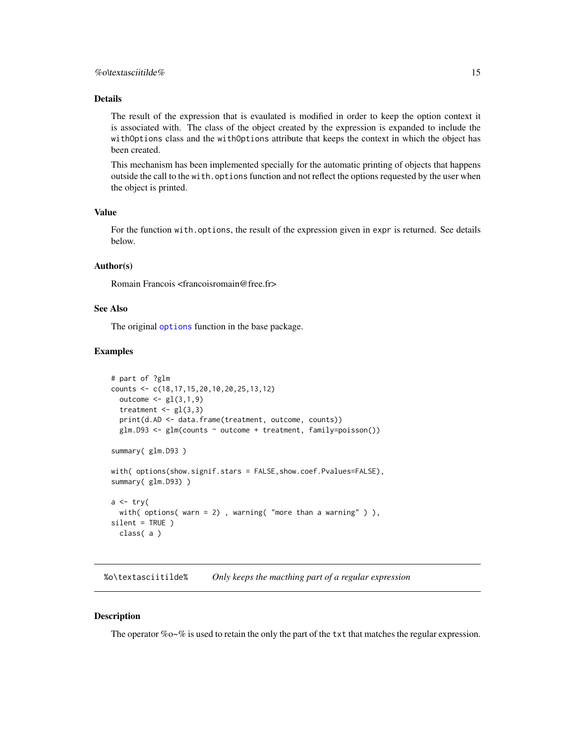## Details

The result of the expression that is evaulated is modified in order to keep the option context it is associated with. The class of the object created by the expression is expanded to include the `withOptions` class and the `withOptions` attribute that keeps the context in which the object has been created.

This mechanism has been implemented specially for the automatic printing of objects that happens outside the call to the `with.options` function and not reflect the options requested by the user when the object is printed.

## Value

For the function `with.options`, the result of the expression given in `expr` is returned. See details below.

## Author(s)

Romain Francois <francoisromain@free.fr>

## See Also

The original `options` function in the base package.

## Examples

```
# part of ?glm
counts <- c(18,17,15,20,10,20,25,13,12)
  outcome <- gl(3,1,9)
  treatment <- gl(3,3)
  print(d.AD <- data.frame(treatment, outcome, counts))
  glm.D93 <- glm(counts ~ outcome + treatment, family=poisson())

summary( glm.D93 )

with( options(show.signif.stars = FALSE,show.coef.Pvalues=FALSE),
summary( glm.D93) )

a <- try(
  with( options( warn = 2) , warning( "more than a warning" ) ),
silent = TRUE )
  class( a )
```

---

# `%o\textasciitilde%` *Only keeps the macthing part of a regular expression*

## Description

The operator %o~% is used to retain the only the part of the `txt` that matches the regular expression.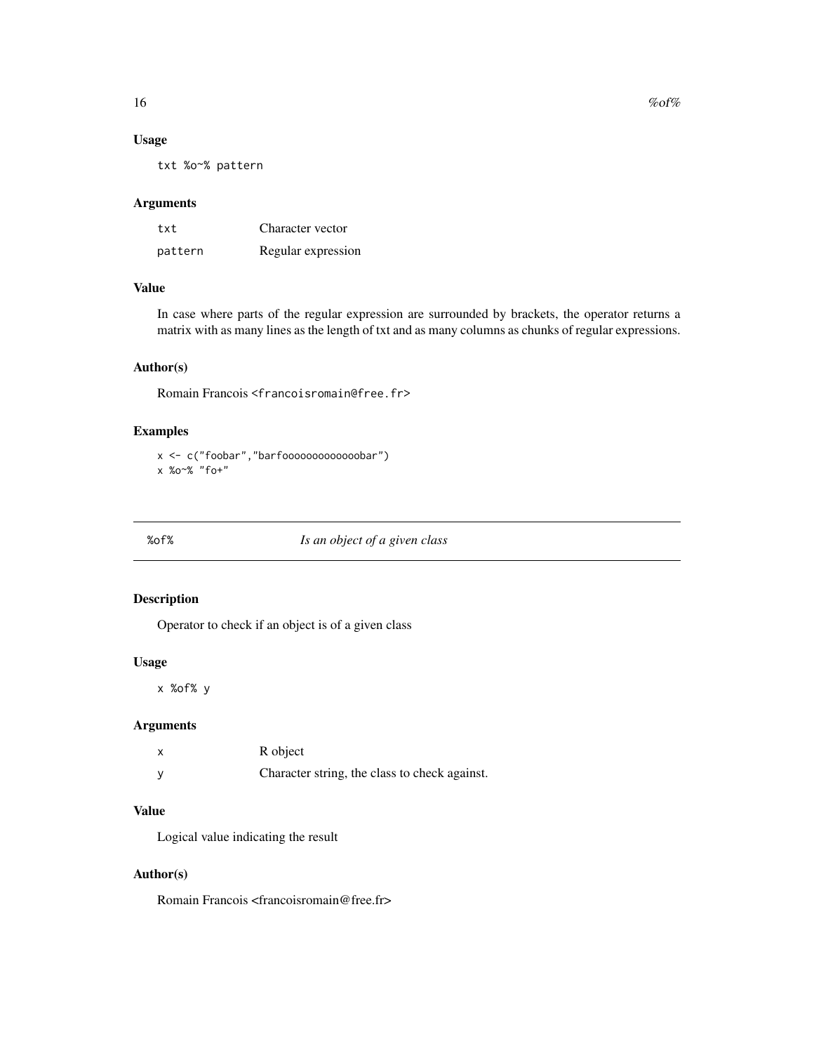### Usage

```
txt %o~% pattern
```

### Arguments

| | |
|---|---|
| txt | Character vector |
| pattern | Regular expression |

### Value

In case where parts of the regular expression are surrounded by brackets, the operator returns a matrix with as many lines as the length of txt and as many columns as chunks of regular expressions.

### Author(s)

Romain Francois <francoisromain@free.fr>

### Examples

```
x <- c("foobar","barfooooooooooooobar")
x %o~% "fo+"
```

---

## %of% *Is an object of a given class*

---

### Description

Operator to check if an object is of a given class

### Usage

```
x %of% y
```

### Arguments

| | |
|---|---|
| x | R object |
| y | Character string, the class to check against. |

### Value

Logical value indicating the result

### Author(s)

Romain Francois <francoisromain@free.fr>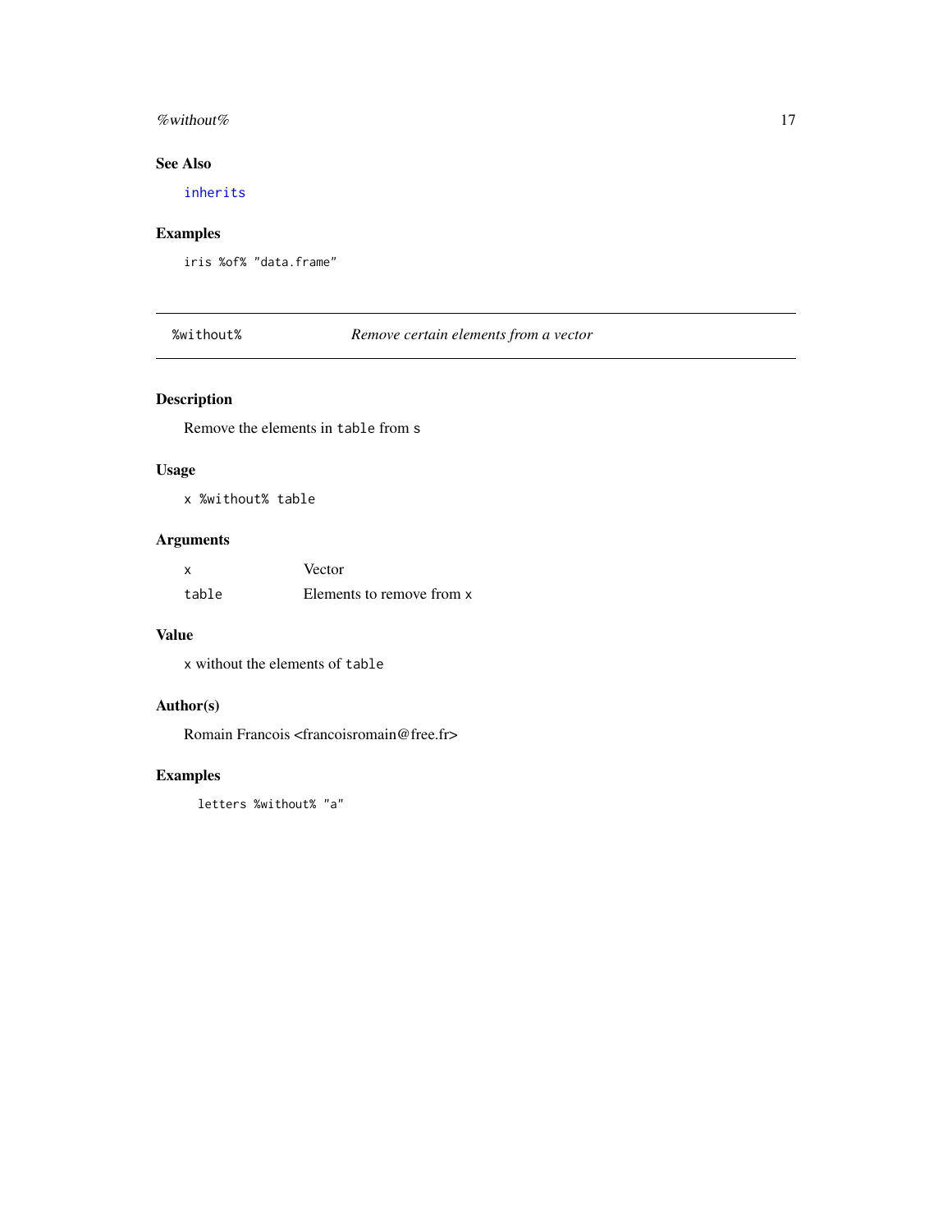## See Also

`inherits`

## Examples

```
iris %of% "data.frame"
```

---

# `%without%` *Remove certain elements from a vector*

---

## Description

Remove the elements in `table` from `s`

## Usage

```
x %without% table
```

## Arguments

| | |
|---|---|
| `x` | Vector |
| `table` | Elements to remove from `x` |

## Value

`x` without the elements of `table`

## Author(s)

Romain Francois <francoisromain@free.fr>

## Examples

```
letters %without% "a"
```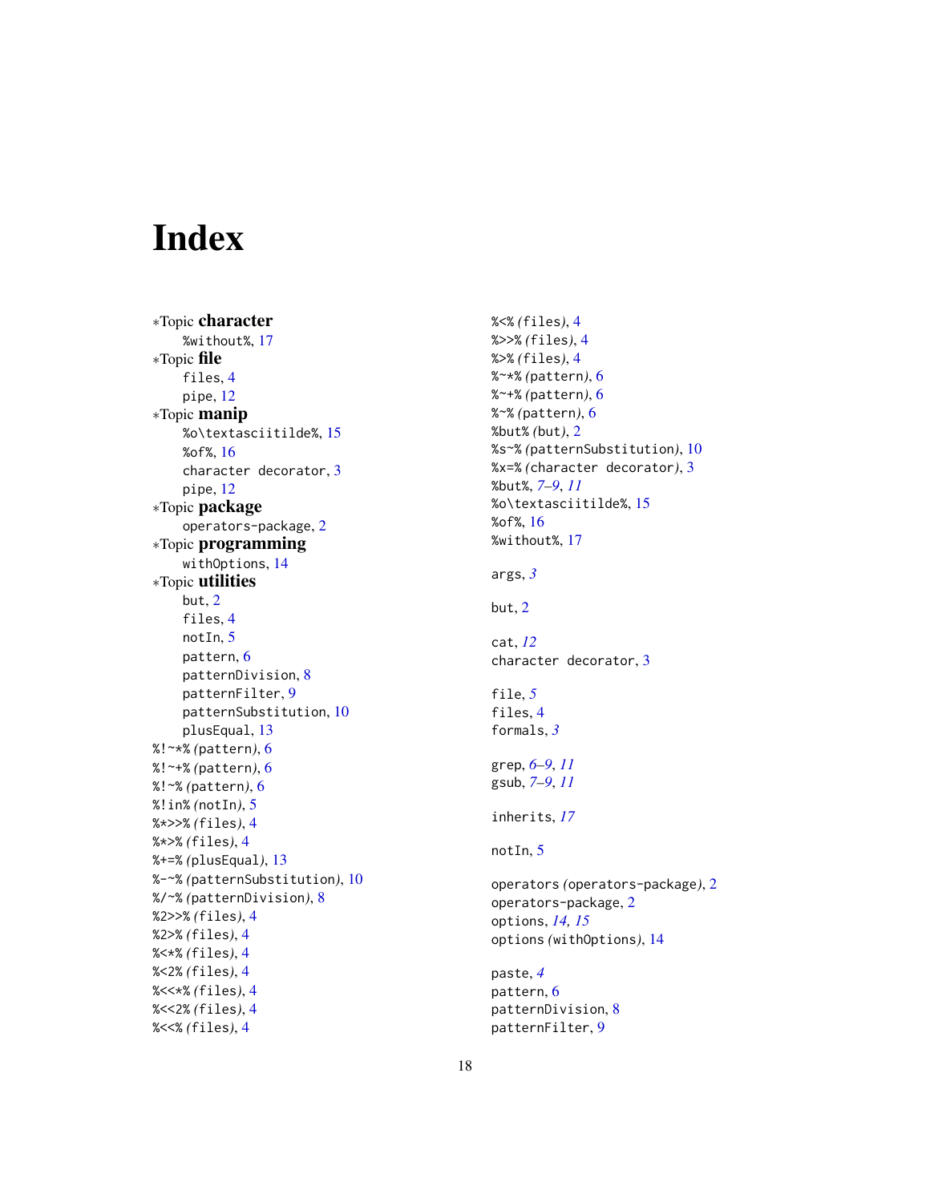# Index

*Topic **character**
    %without%, 17
*Topic **file**
    files, 4
    pipe, 12
*Topic **manip**
    %o\textasciitilde%, 15
    %of%, 16
    character decorator, 3
    pipe, 12
*Topic **package**
    operators-package, 2
*Topic **programming**
    withOptions, 14
*Topic **utilities**
    but, 2
    files, 4
    notIn, 5
    pattern, 6
    patternDivision, 8
    patternFilter, 9
    patternSubstitution, 10
    plusEqual, 13

%!~*% *(pattern)*, 6
%!~+% *(pattern)*, 6
%!~% *(pattern)*, 6
%!in% *(notIn)*, 5
%*>>% *(files)*, 4
%*>% *(files)*, 4
%+=% *(plusEqual)*, 13
%-~% *(patternSubstitution)*, 10
%/~% *(patternDivision)*, 8
%2>>% *(files)*, 4
%2>% *(files)*, 4
%<*% *(files)*, 4
%<2% *(files)*, 4
%<<*% *(files)*, 4
%<<2% *(files)*, 4
%<<% *(files)*, 4
%<% *(files)*, 4
%>>% *(files)*, 4
%>% *(files)*, 4
%~*% *(pattern)*, 6
%~+% *(pattern)*, 6
%~% *(pattern)*, 6
%but% *(but)*, 2
%s~% *(patternSubstitution)*, 10
%x=% *(character decorator)*, 3
%but%, *7–9*, *11*
%o\textasciitilde%, 15
%of%, 16
%without%, 17

args, *3*

but, 2

cat, *12*
character decorator, 3

file, *5*
files, 4
formals, *3*

grep, *6–9*, *11*
gsub, *7–9*, *11*

inherits, *17*

notIn, 5

operators *(operators-package)*, 2
operators-package, 2
options, *14*, *15*
options *(withOptions)*, 14

paste, *4*
pattern, 6
patternDivision, 8
patternFilter, 9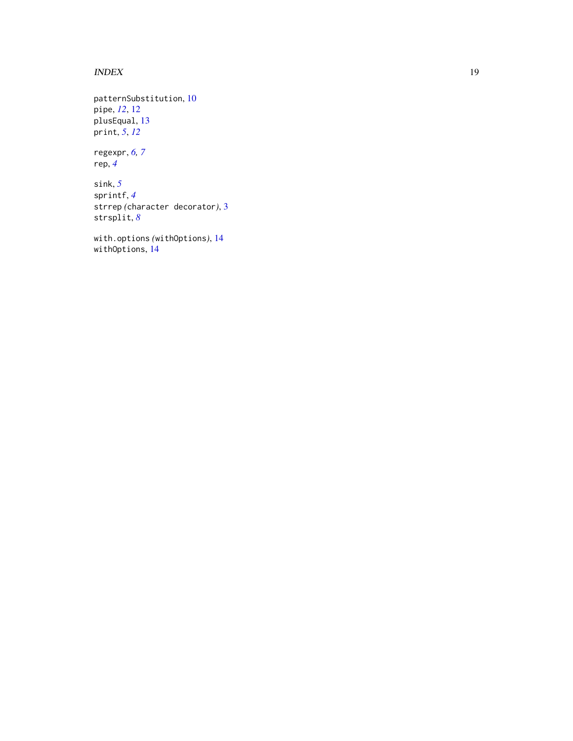patternSubstitution, 10
pipe, *12*, 12
plusEqual, 13
print, *5*, *12*

regexpr, *6, 7*
rep, *4*

sink, *5*
sprintf, *4*
strrep *(*character decorator*)*, 3
strsplit, *8*

with.options *(*withOptions*)*, 14
withOptions, 14